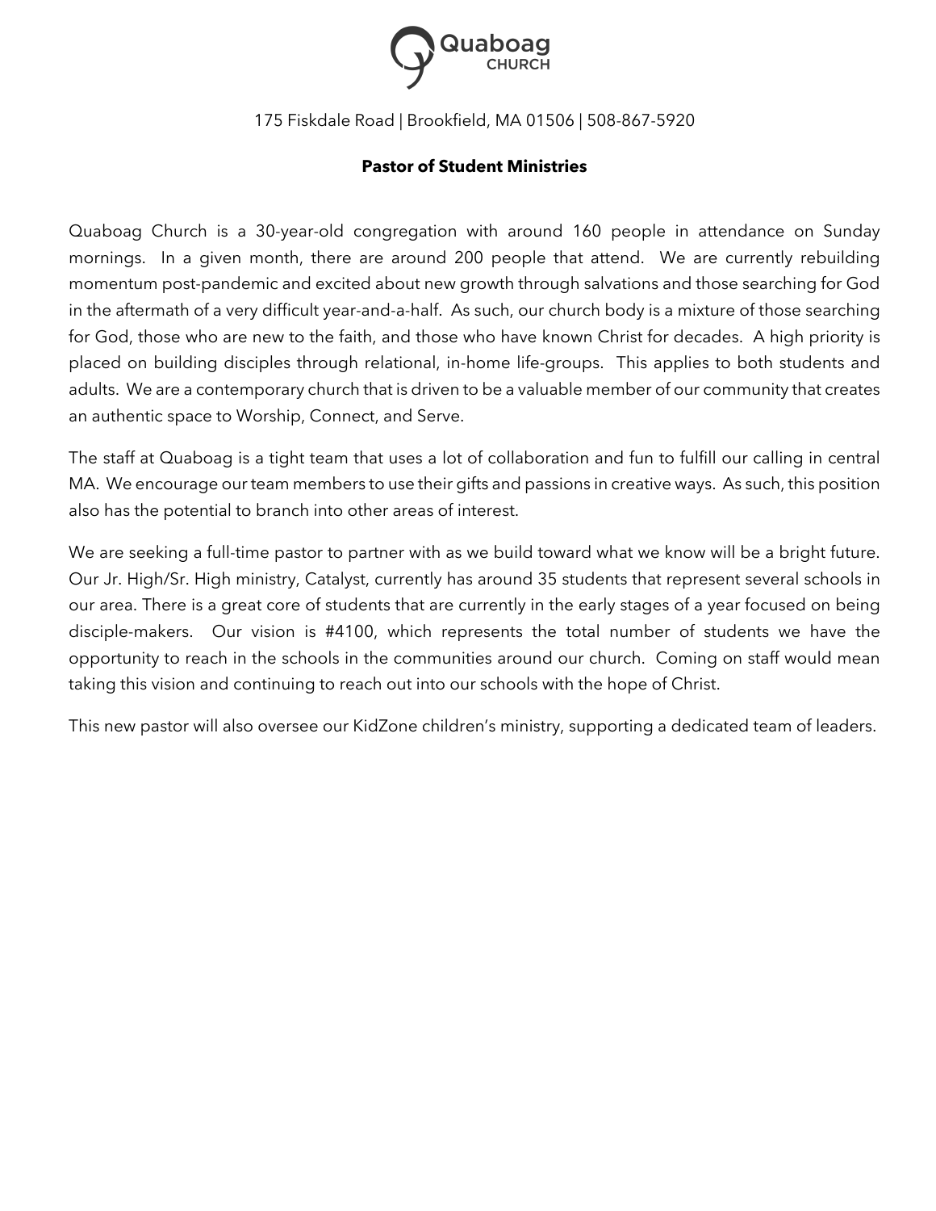Quaboag CHURCH

175 Fiskdale Road | Brookfield, MA 01506 | 508-867-5920

**Pastor of Student Ministries**

Quaboag Church is a 30-year-old congregation with around 160 people in attendance on Sunday mornings. In a given month, there are around 200 people that attend. We are currently rebuilding momentum post-pandemic and excited about new growth through salvations and those searching for God in the aftermath of a very difficult year-and-a-half. As such, our church body is a mixture of those searching for God, those who are new to the faith, and those who have known Christ for decades. A high priority is placed on building disciples through relational, in-home life-groups. This applies to both students and adults. We are a contemporary church that is driven to be a valuable member of our community that creates an authentic space to Worship, Connect, and Serve.

The staff at Quaboag is a tight team that uses a lot of collaboration and fun to fulfill our calling in central MA. We encourage our team members to use their gifts and passions in creative ways. As such, this position also has the potential to branch into other areas of interest.

We are seeking a full-time pastor to partner with as we build toward what we know will be a bright future. Our Jr. High/Sr. High ministry, Catalyst, currently has around 35 students that represent several schools in our area. There is a great core of students that are currently in the early stages of a year focused on being disciple-makers. Our vision is #4100, which represents the total number of students we have the opportunity to reach in the schools in the communities around our church. Coming on staff would mean taking this vision and continuing to reach out into our schools with the hope of Christ.

This new pastor will also oversee our KidZone children's ministry, supporting a dedicated team of leaders.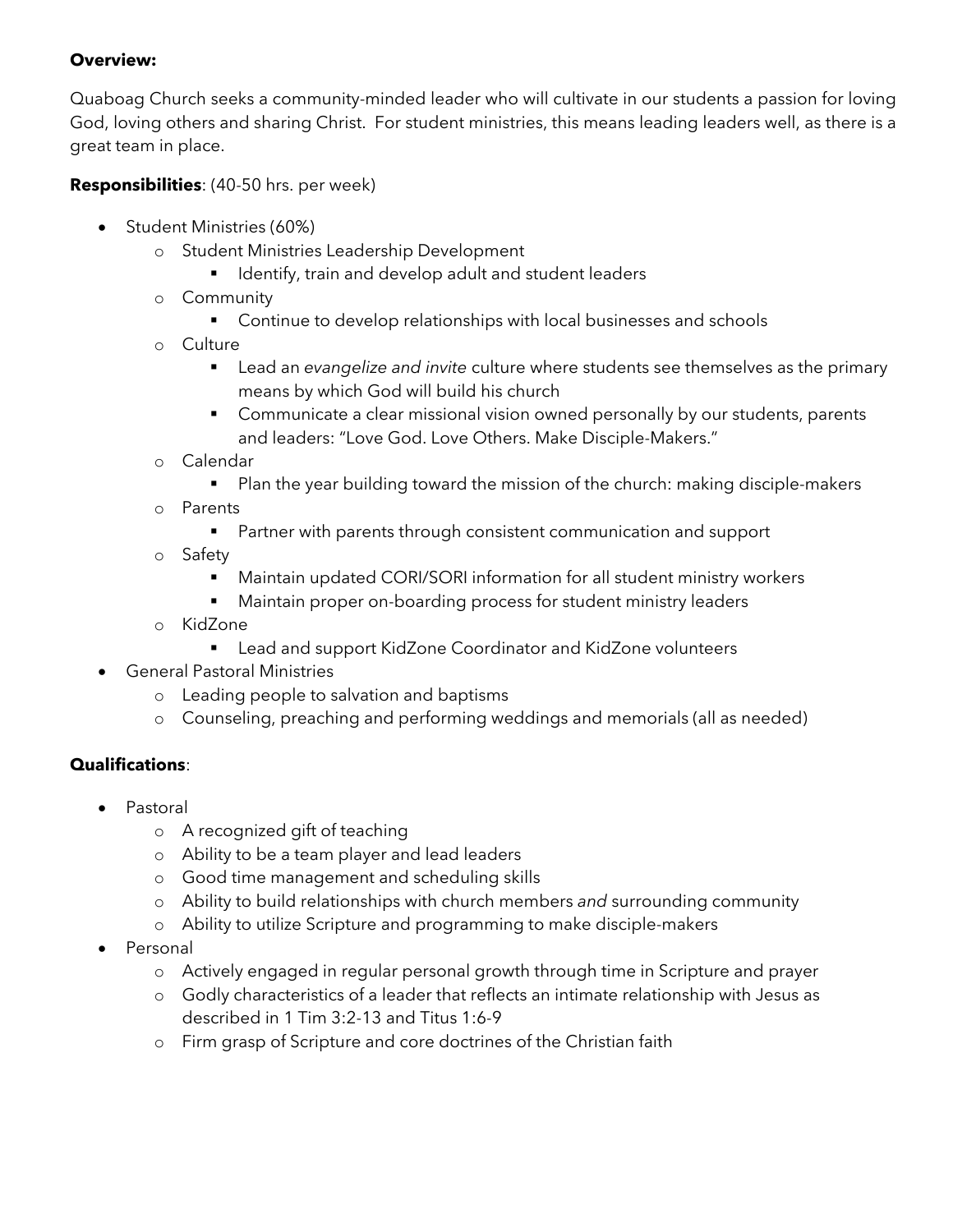**Overview:**

Quaboag Church seeks a community-minded leader who will cultivate in our students a passion for loving God, loving others and sharing Christ. For student ministries, this means leading leaders well, as there is a great team in place.

**Responsibilities**: (40-50 hrs. per week)

- Student Ministries (60%)
  - Student Ministries Leadership Development
    - Identify, train and develop adult and student leaders
  - Community
    - Continue to develop relationships with local businesses and schools
  - Culture
    - Lead an *evangelize and invite* culture where students see themselves as the primary means by which God will build his church
    - Communicate a clear missional vision owned personally by our students, parents and leaders: "Love God. Love Others. Make Disciple-Makers."
  - Calendar
    - Plan the year building toward the mission of the church: making disciple-makers
  - Parents
    - Partner with parents through consistent communication and support
  - Safety
    - Maintain updated CORI/SORI information for all student ministry workers
    - Maintain proper on-boarding process for student ministry leaders
  - KidZone
    - Lead and support KidZone Coordinator and KidZone volunteers
- General Pastoral Ministries
  - Leading people to salvation and baptisms
  - Counseling, preaching and performing weddings and memorials (all as needed)

**Qualifications**:

- Pastoral
  - A recognized gift of teaching
  - Ability to be a team player and lead leaders
  - Good time management and scheduling skills
  - Ability to build relationships with church members *and* surrounding community
  - Ability to utilize Scripture and programming to make disciple-makers
- Personal
  - Actively engaged in regular personal growth through time in Scripture and prayer
  - Godly characteristics of a leader that reflects an intimate relationship with Jesus as described in 1 Tim 3:2-13 and Titus 1:6-9
  - Firm grasp of Scripture and core doctrines of the Christian faith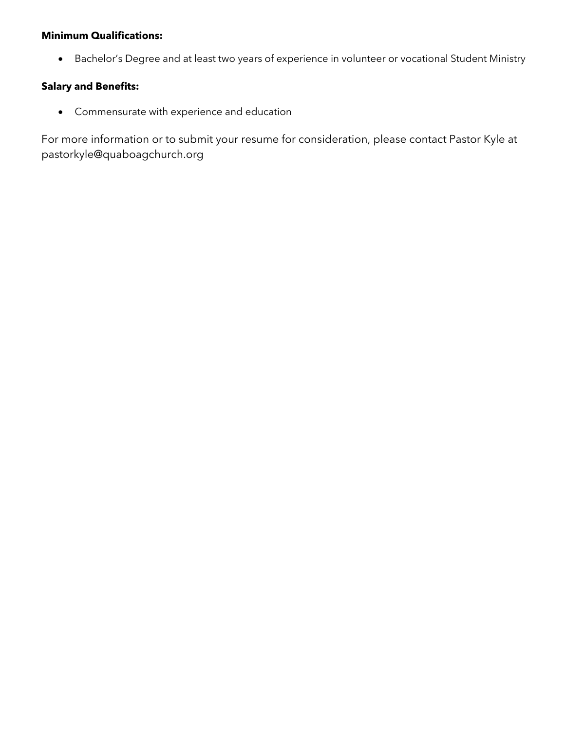**Minimum Qualifications:**

- Bachelor's Degree and at least two years of experience in volunteer or vocational Student Ministry

**Salary and Benefits:**

- Commensurate with experience and education

For more information or to submit your resume for consideration, please contact Pastor Kyle at pastorkyle@quaboagchurch.org